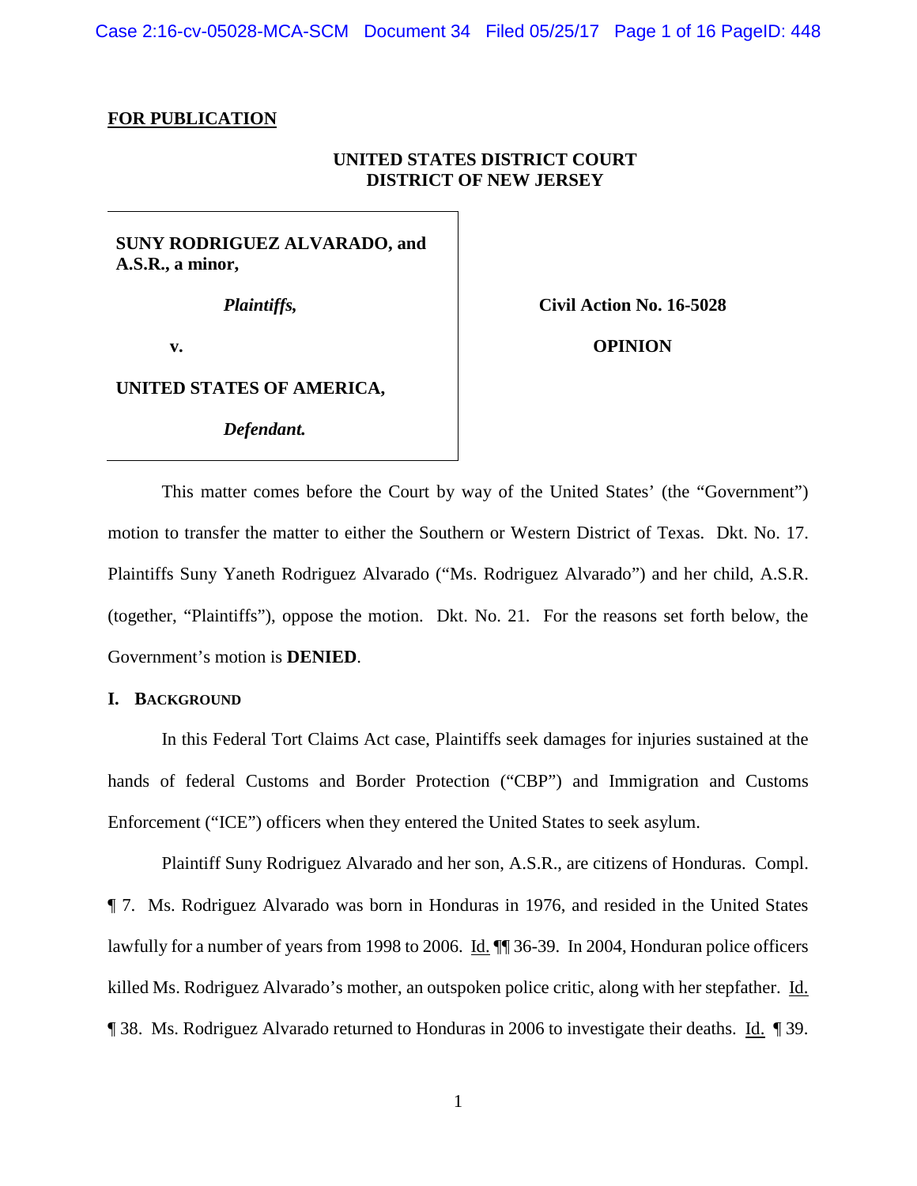**FOR PUBLICATION**

**UNITED STATES DISTRICT COURT**
**DISTRICT OF NEW JERSEY**

| | |
|---|---|
| **SUNY RODRIGUEZ ALVARADO, and A.S.R., a minor,** | |
| ***Plaintiffs,*** | **Civil Action No. 16-5028** |
| **v.** | **OPINION** |
| **UNITED STATES OF AMERICA,** | |
| ***Defendant.*** | |

This matter comes before the Court by way of the United States' (the "Government") motion to transfer the matter to either the Southern or Western District of Texas. Dkt. No. 17. Plaintiffs Suny Yaneth Rodriguez Alvarado ("Ms. Rodriguez Alvarado") and her child, A.S.R. (together, "Plaintiffs"), oppose the motion. Dkt. No. 21. For the reasons set forth below, the Government's motion is **DENIED**.

## I. BACKGROUND

In this Federal Tort Claims Act case, Plaintiffs seek damages for injuries sustained at the hands of federal Customs and Border Protection ("CBP") and Immigration and Customs Enforcement ("ICE") officers when they entered the United States to seek asylum.

Plaintiff Suny Rodriguez Alvarado and her son, A.S.R., are citizens of Honduras. Compl. ¶ 7. Ms. Rodriguez Alvarado was born in Honduras in 1976, and resided in the United States lawfully for a number of years from 1998 to 2006. Id. ¶¶ 36-39. In 2004, Honduran police officers killed Ms. Rodriguez Alvarado's mother, an outspoken police critic, along with her stepfather. Id. ¶ 38. Ms. Rodriguez Alvarado returned to Honduras in 2006 to investigate their deaths. Id. ¶ 39.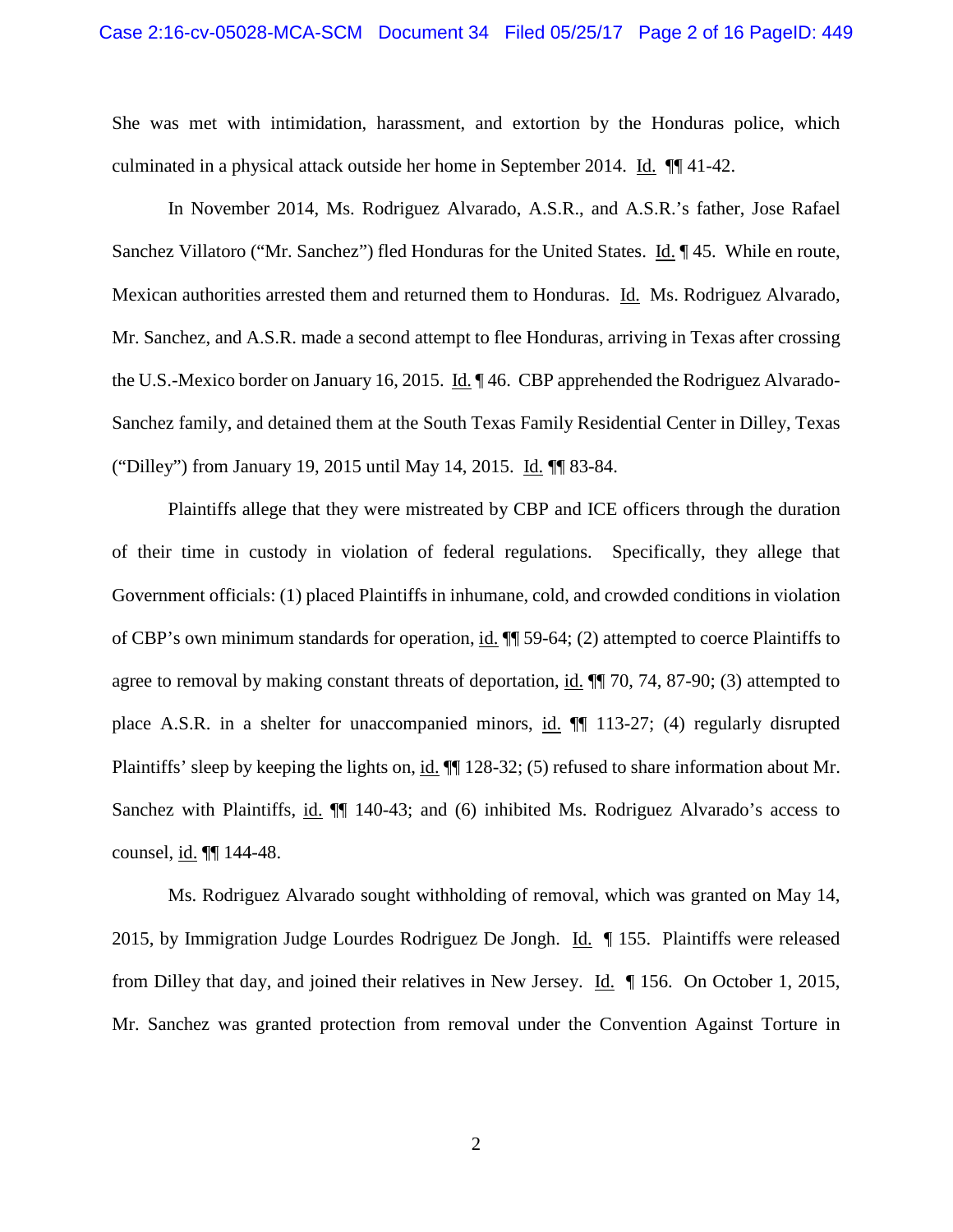She was met with intimidation, harassment, and extortion by the Honduras police, which culminated in a physical attack outside her home in September 2014. Id. ¶¶ 41-42.

In November 2014, Ms. Rodriguez Alvarado, A.S.R., and A.S.R.'s father, Jose Rafael Sanchez Villatoro ("Mr. Sanchez") fled Honduras for the United States. Id. ¶ 45. While en route, Mexican authorities arrested them and returned them to Honduras. Id. Ms. Rodriguez Alvarado, Mr. Sanchez, and A.S.R. made a second attempt to flee Honduras, arriving in Texas after crossing the U.S.-Mexico border on January 16, 2015. Id. ¶ 46. CBP apprehended the Rodriguez Alvarado-Sanchez family, and detained them at the South Texas Family Residential Center in Dilley, Texas ("Dilley") from January 19, 2015 until May 14, 2015. Id. ¶¶ 83-84.

Plaintiffs allege that they were mistreated by CBP and ICE officers through the duration of their time in custody in violation of federal regulations. Specifically, they allege that Government officials: (1) placed Plaintiffs in inhumane, cold, and crowded conditions in violation of CBP's own minimum standards for operation, id. ¶¶ 59-64; (2) attempted to coerce Plaintiffs to agree to removal by making constant threats of deportation, id. ¶¶ 70, 74, 87-90; (3) attempted to place A.S.R. in a shelter for unaccompanied minors, id. ¶¶ 113-27; (4) regularly disrupted Plaintiffs' sleep by keeping the lights on, id. ¶¶ 128-32; (5) refused to share information about Mr. Sanchez with Plaintiffs, id. ¶¶ 140-43; and (6) inhibited Ms. Rodriguez Alvarado's access to counsel, id. ¶¶ 144-48.

Ms. Rodriguez Alvarado sought withholding of removal, which was granted on May 14, 2015, by Immigration Judge Lourdes Rodriguez De Jongh. Id. ¶ 155. Plaintiffs were released from Dilley that day, and joined their relatives in New Jersey. Id. ¶ 156. On October 1, 2015, Mr. Sanchez was granted protection from removal under the Convention Against Torture in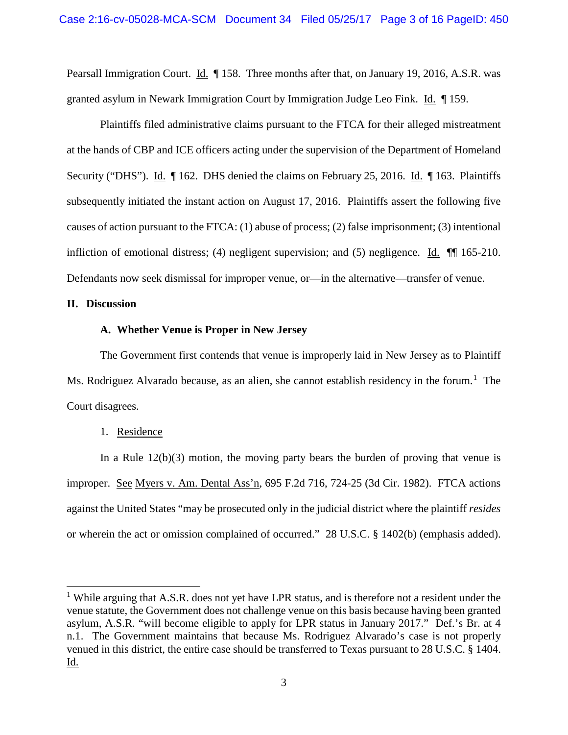Pearsall Immigration Court. Id. ¶ 158. Three months after that, on January 19, 2016, A.S.R. was granted asylum in Newark Immigration Court by Immigration Judge Leo Fink. Id. ¶ 159.

Plaintiffs filed administrative claims pursuant to the FTCA for their alleged mistreatment at the hands of CBP and ICE officers acting under the supervision of the Department of Homeland Security ("DHS"). Id. ¶ 162. DHS denied the claims on February 25, 2016. Id. ¶ 163. Plaintiffs subsequently initiated the instant action on August 17, 2016. Plaintiffs assert the following five causes of action pursuant to the FTCA: (1) abuse of process; (2) false imprisonment; (3) intentional infliction of emotional distress; (4) negligent supervision; and (5) negligence. Id. ¶¶ 165-210. Defendants now seek dismissal for improper venue, or—in the alternative—transfer of venue.

## II. Discussion

### A. Whether Venue is Proper in New Jersey

The Government first contends that venue is improperly laid in New Jersey as to Plaintiff Ms. Rodriguez Alvarado because, as an alien, she cannot establish residency in the forum.[1] The Court disagrees.

1. Residence

In a Rule 12(b)(3) motion, the moving party bears the burden of proving that venue is improper. See Myers v. Am. Dental Ass'n, 695 F.2d 716, 724-25 (3d Cir. 1982). FTCA actions against the United States "may be prosecuted only in the judicial district where the plaintiff *resides* or wherein the act or omission complained of occurred." 28 U.S.C. § 1402(b) (emphasis added).

---

[1] While arguing that A.S.R. does not yet have LPR status, and is therefore not a resident under the venue statute, the Government does not challenge venue on this basis because having been granted asylum, A.S.R. "will become eligible to apply for LPR status in January 2017." Def.'s Br. at 4 n.1. The Government maintains that because Ms. Rodriguez Alvarado's case is not properly venued in this district, the entire case should be transferred to Texas pursuant to 28 U.S.C. § 1404. Id.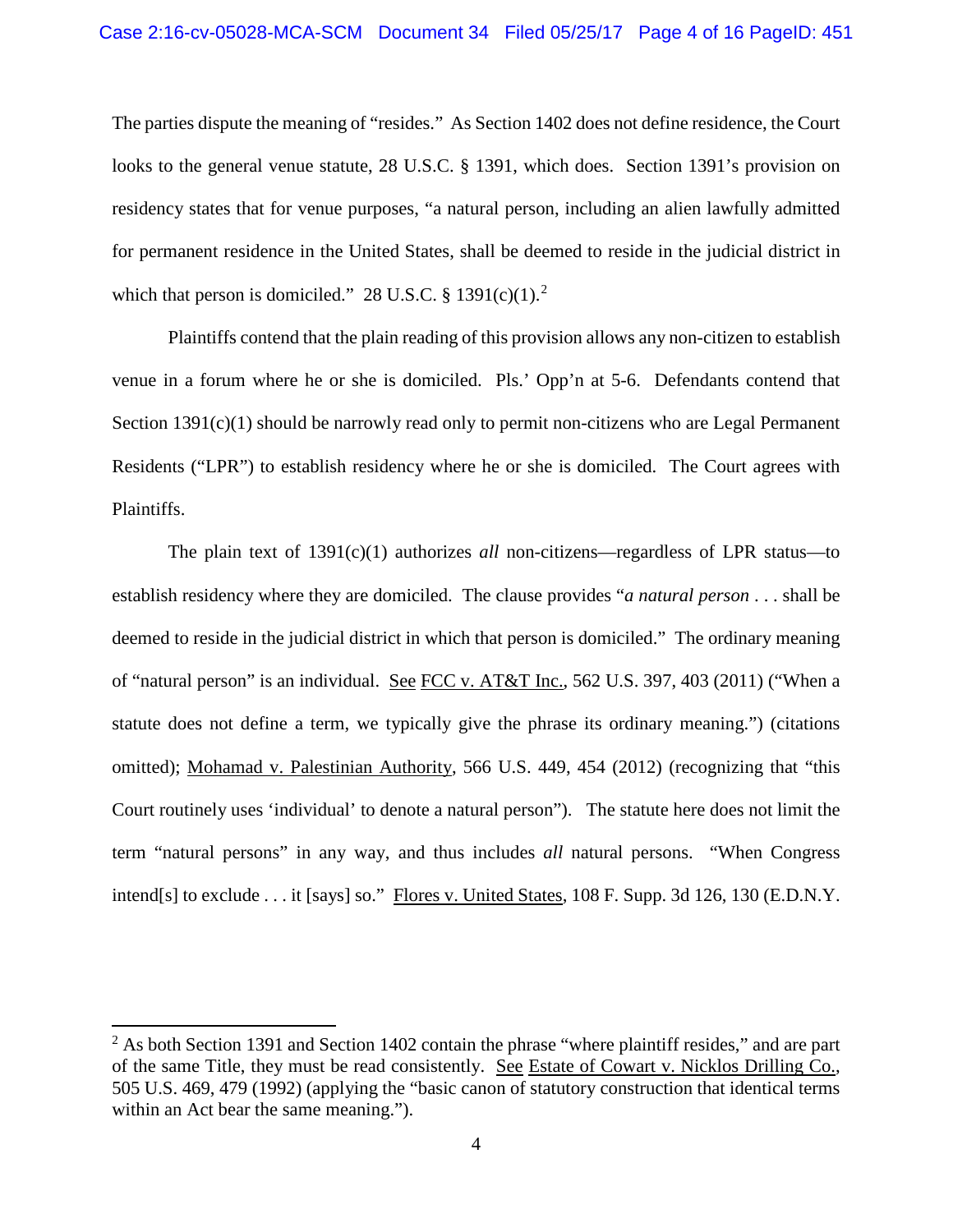The parties dispute the meaning of "resides." As Section 1402 does not define residence, the Court looks to the general venue statute, 28 U.S.C. § 1391, which does. Section 1391's provision on residency states that for venue purposes, "a natural person, including an alien lawfully admitted for permanent residence in the United States, shall be deemed to reside in the judicial district in which that person is domiciled." 28 U.S.C. § 1391(c)(1).[2]

Plaintiffs contend that the plain reading of this provision allows any non-citizen to establish venue in a forum where he or she is domiciled. Pls.' Opp'n at 5-6. Defendants contend that Section 1391(c)(1) should be narrowly read only to permit non-citizens who are Legal Permanent Residents ("LPR") to establish residency where he or she is domiciled. The Court agrees with Plaintiffs.

The plain text of 1391(c)(1) authorizes *all* non-citizens—regardless of LPR status—to establish residency where they are domiciled. The clause provides "*a natural person* . . . shall be deemed to reside in the judicial district in which that person is domiciled." The ordinary meaning of "natural person" is an individual. See FCC v. AT&T Inc., 562 U.S. 397, 403 (2011) ("When a statute does not define a term, we typically give the phrase its ordinary meaning.") (citations omitted); Mohamad v. Palestinian Authority, 566 U.S. 449, 454 (2012) (recognizing that "this Court routinely uses 'individual' to denote a natural person"). The statute here does not limit the term "natural persons" in any way, and thus includes *all* natural persons. "When Congress intend[s] to exclude . . . it [says] so." Flores v. United States, 108 F. Supp. 3d 126, 130 (E.D.N.Y.

---

[2] As both Section 1391 and Section 1402 contain the phrase "where plaintiff resides," and are part of the same Title, they must be read consistently. See Estate of Cowart v. Nicklos Drilling Co., 505 U.S. 469, 479 (1992) (applying the "basic canon of statutory construction that identical terms within an Act bear the same meaning.").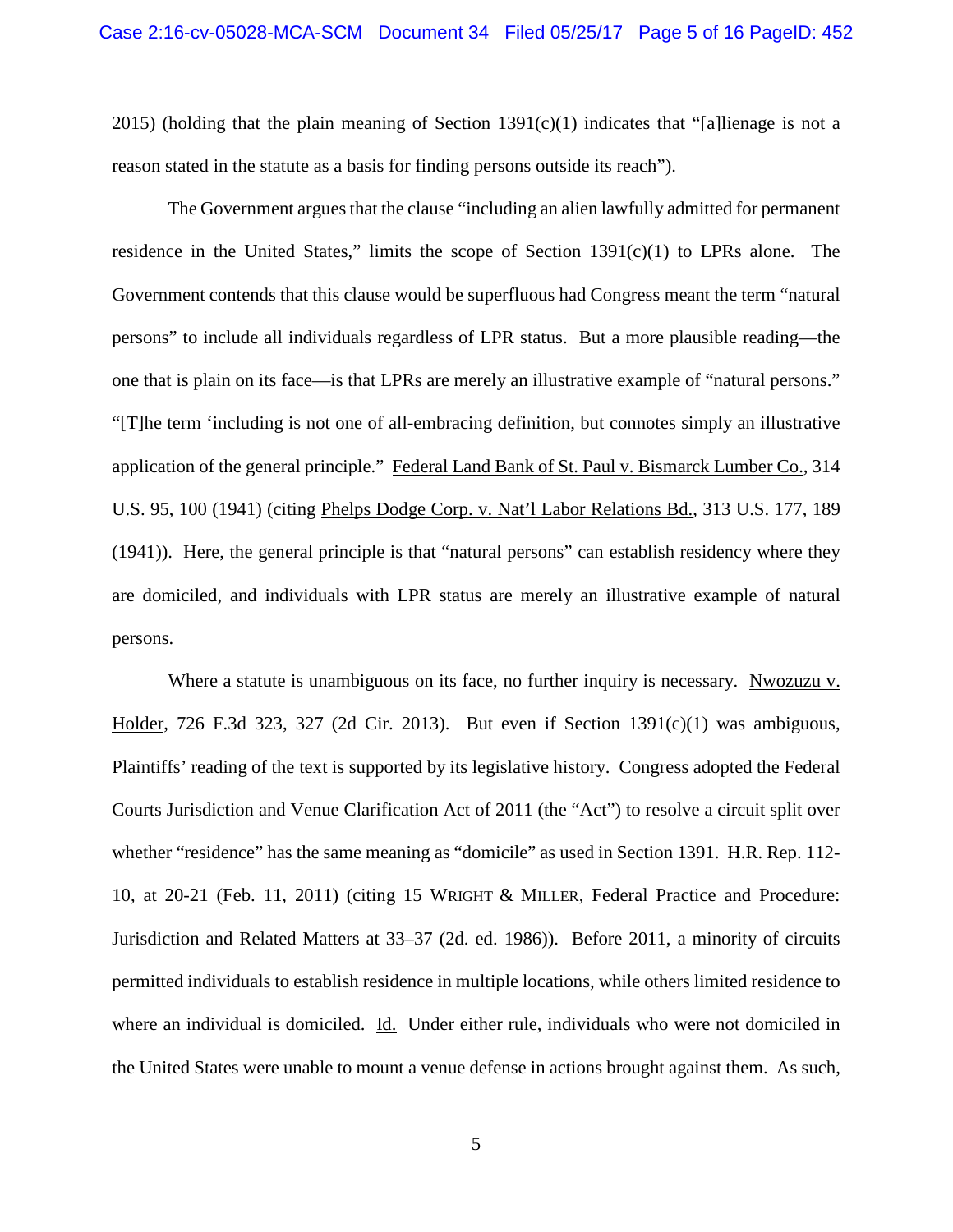2015) (holding that the plain meaning of Section 1391(c)(1) indicates that "[a]lienage is not a reason stated in the statute as a basis for finding persons outside its reach").

The Government argues that the clause "including an alien lawfully admitted for permanent residence in the United States," limits the scope of Section 1391(c)(1) to LPRs alone. The Government contends that this clause would be superfluous had Congress meant the term "natural persons" to include all individuals regardless of LPR status. But a more plausible reading—the one that is plain on its face—is that LPRs are merely an illustrative example of "natural persons." "[T]he term 'including is not one of all-embracing definition, but connotes simply an illustrative application of the general principle." Federal Land Bank of St. Paul v. Bismarck Lumber Co., 314 U.S. 95, 100 (1941) (citing Phelps Dodge Corp. v. Nat'l Labor Relations Bd., 313 U.S. 177, 189 (1941)). Here, the general principle is that "natural persons" can establish residency where they are domiciled, and individuals with LPR status are merely an illustrative example of natural persons.

Where a statute is unambiguous on its face, no further inquiry is necessary. Nwozuzu v. Holder, 726 F.3d 323, 327 (2d Cir. 2013). But even if Section 1391(c)(1) was ambiguous, Plaintiffs' reading of the text is supported by its legislative history. Congress adopted the Federal Courts Jurisdiction and Venue Clarification Act of 2011 (the "Act") to resolve a circuit split over whether "residence" has the same meaning as "domicile" as used in Section 1391. H.R. Rep. 112-10, at 20-21 (Feb. 11, 2011) (citing 15 WRIGHT & MILLER, Federal Practice and Procedure: Jurisdiction and Related Matters at 33–37 (2d. ed. 1986)). Before 2011, a minority of circuits permitted individuals to establish residence in multiple locations, while others limited residence to where an individual is domiciled. Id. Under either rule, individuals who were not domiciled in the United States were unable to mount a venue defense in actions brought against them. As such,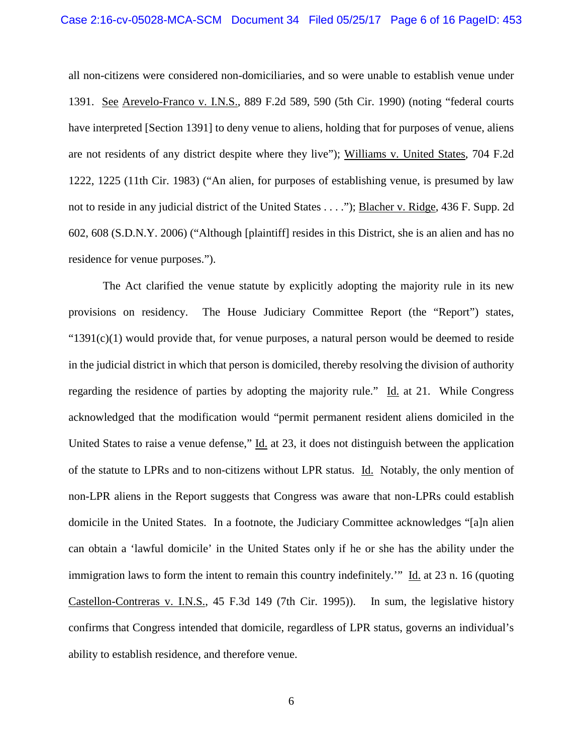all non-citizens were considered non-domiciliaries, and so were unable to establish venue under 1391. See Arevelo-Franco v. I.N.S., 889 F.2d 589, 590 (5th Cir. 1990) (noting "federal courts have interpreted [Section 1391] to deny venue to aliens, holding that for purposes of venue, aliens are not residents of any district despite where they live"); Williams v. United States, 704 F.2d 1222, 1225 (11th Cir. 1983) ("An alien, for purposes of establishing venue, is presumed by law not to reside in any judicial district of the United States . . . ."); Blacher v. Ridge, 436 F. Supp. 2d 602, 608 (S.D.N.Y. 2006) ("Although [plaintiff] resides in this District, she is an alien and has no residence for venue purposes.").

The Act clarified the venue statute by explicitly adopting the majority rule in its new provisions on residency. The House Judiciary Committee Report (the "Report") states, "1391(c)(1) would provide that, for venue purposes, a natural person would be deemed to reside in the judicial district in which that person is domiciled, thereby resolving the division of authority regarding the residence of parties by adopting the majority rule." Id. at 21. While Congress acknowledged that the modification would "permit permanent resident aliens domiciled in the United States to raise a venue defense," Id. at 23, it does not distinguish between the application of the statute to LPRs and to non-citizens without LPR status. Id. Notably, the only mention of non-LPR aliens in the Report suggests that Congress was aware that non-LPRs could establish domicile in the United States. In a footnote, the Judiciary Committee acknowledges "[a]n alien can obtain a 'lawful domicile' in the United States only if he or she has the ability under the immigration laws to form the intent to remain this country indefinitely.'" Id. at 23 n. 16 (quoting Castellon-Contreras v. I.N.S., 45 F.3d 149 (7th Cir. 1995)). In sum, the legislative history confirms that Congress intended that domicile, regardless of LPR status, governs an individual's ability to establish residence, and therefore venue.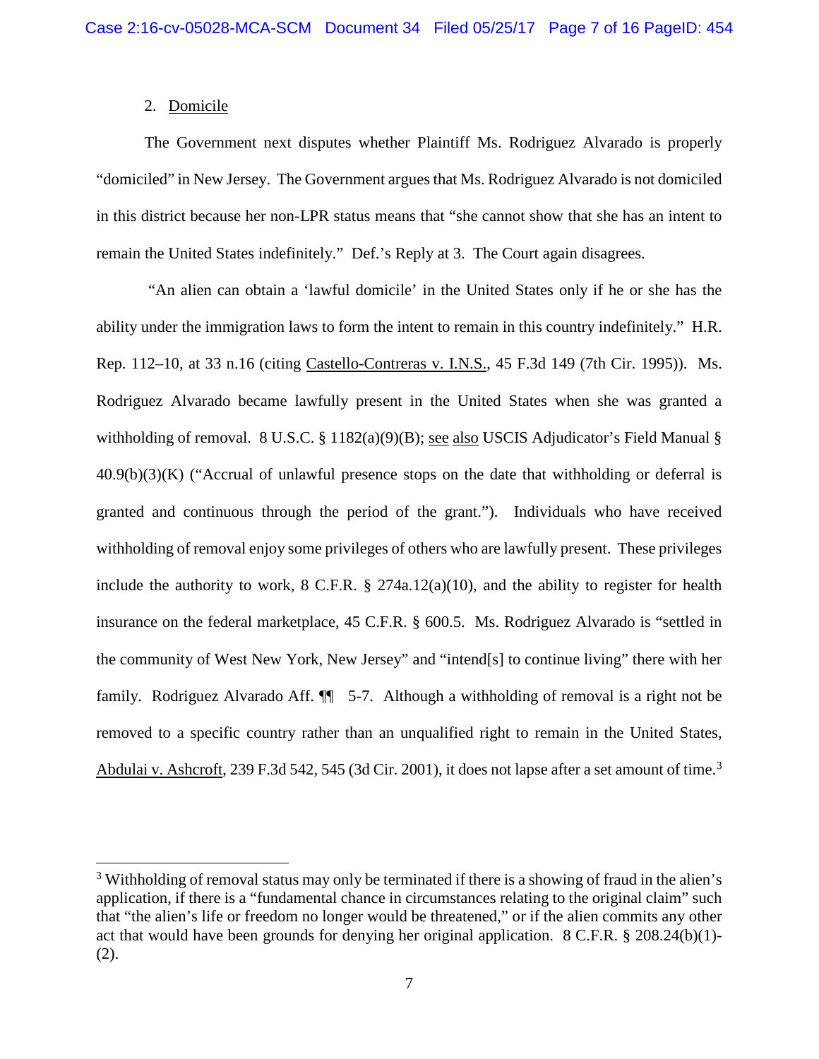2. Domicile

The Government next disputes whether Plaintiff Ms. Rodriguez Alvarado is properly "domiciled" in New Jersey. The Government argues that Ms. Rodriguez Alvarado is not domiciled in this district because her non-LPR status means that "she cannot show that she has an intent to remain the United States indefinitely." Def.'s Reply at 3. The Court again disagrees.

"An alien can obtain a 'lawful domicile' in the United States only if he or she has the ability under the immigration laws to form the intent to remain in this country indefinitely." H.R. Rep. 112–10, at 33 n.16 (citing Castello-Contreras v. I.N.S., 45 F.3d 149 (7th Cir. 1995)). Ms. Rodriguez Alvarado became lawfully present in the United States when she was granted a withholding of removal. 8 U.S.C. § 1182(a)(9)(B); see also USCIS Adjudicator's Field Manual § 40.9(b)(3)(K) ("Accrual of unlawful presence stops on the date that withholding or deferral is granted and continuous through the period of the grant."). Individuals who have received withholding of removal enjoy some privileges of others who are lawfully present. These privileges include the authority to work, 8 C.F.R. § 274a.12(a)(10), and the ability to register for health insurance on the federal marketplace, 45 C.F.R. § 600.5. Ms. Rodriguez Alvarado is "settled in the community of West New York, New Jersey" and "intend[s] to continue living" there with her family. Rodriguez Alvarado Aff. ¶¶ 5-7. Although a withholding of removal is a right not be removed to a specific country rather than an unqualified right to remain in the United States, Abdulai v. Ashcroft, 239 F.3d 542, 545 (3d Cir. 2001), it does not lapse after a set amount of time.[3]

[3] Withholding of removal status may only be terminated if there is a showing of fraud in the alien's application, if there is a "fundamental chance in circumstances relating to the original claim" such that "the alien's life or freedom no longer would be threatened," or if the alien commits any other act that would have been grounds for denying her original application. 8 C.F.R. § 208.24(b)(1)-(2).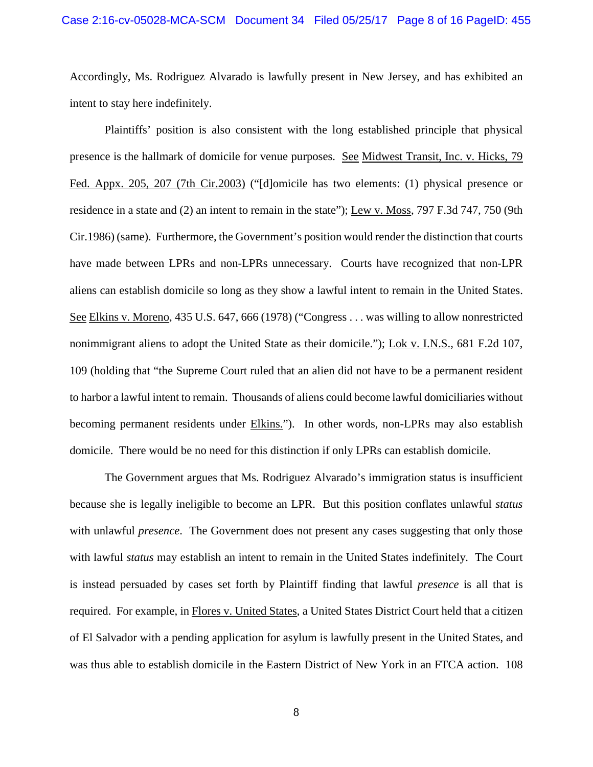Accordingly, Ms. Rodriguez Alvarado is lawfully present in New Jersey, and has exhibited an intent to stay here indefinitely.

Plaintiffs' position is also consistent with the long established principle that physical presence is the hallmark of domicile for venue purposes. See Midwest Transit, Inc. v. Hicks, 79 Fed. Appx. 205, 207 (7th Cir.2003) ("[d]omicile has two elements: (1) physical presence or residence in a state and (2) an intent to remain in the state"); Lew v. Moss, 797 F.3d 747, 750 (9th Cir.1986) (same). Furthermore, the Government's position would render the distinction that courts have made between LPRs and non-LPRs unnecessary. Courts have recognized that non-LPR aliens can establish domicile so long as they show a lawful intent to remain in the United States. See Elkins v. Moreno, 435 U.S. 647, 666 (1978) ("Congress . . . was willing to allow nonrestricted nonimmigrant aliens to adopt the United State as their domicile."); Lok v. I.N.S., 681 F.2d 107, 109 (holding that "the Supreme Court ruled that an alien did not have to be a permanent resident to harbor a lawful intent to remain. Thousands of aliens could become lawful domiciliaries without becoming permanent residents under Elkins."). In other words, non-LPRs may also establish domicile. There would be no need for this distinction if only LPRs can establish domicile.

The Government argues that Ms. Rodriguez Alvarado's immigration status is insufficient because she is legally ineligible to become an LPR. But this position conflates unlawful *status* with unlawful *presence*. The Government does not present any cases suggesting that only those with lawful *status* may establish an intent to remain in the United States indefinitely. The Court is instead persuaded by cases set forth by Plaintiff finding that lawful *presence* is all that is required. For example, in Flores v. United States, a United States District Court held that a citizen of El Salvador with a pending application for asylum is lawfully present in the United States, and was thus able to establish domicile in the Eastern District of New York in an FTCA action. 108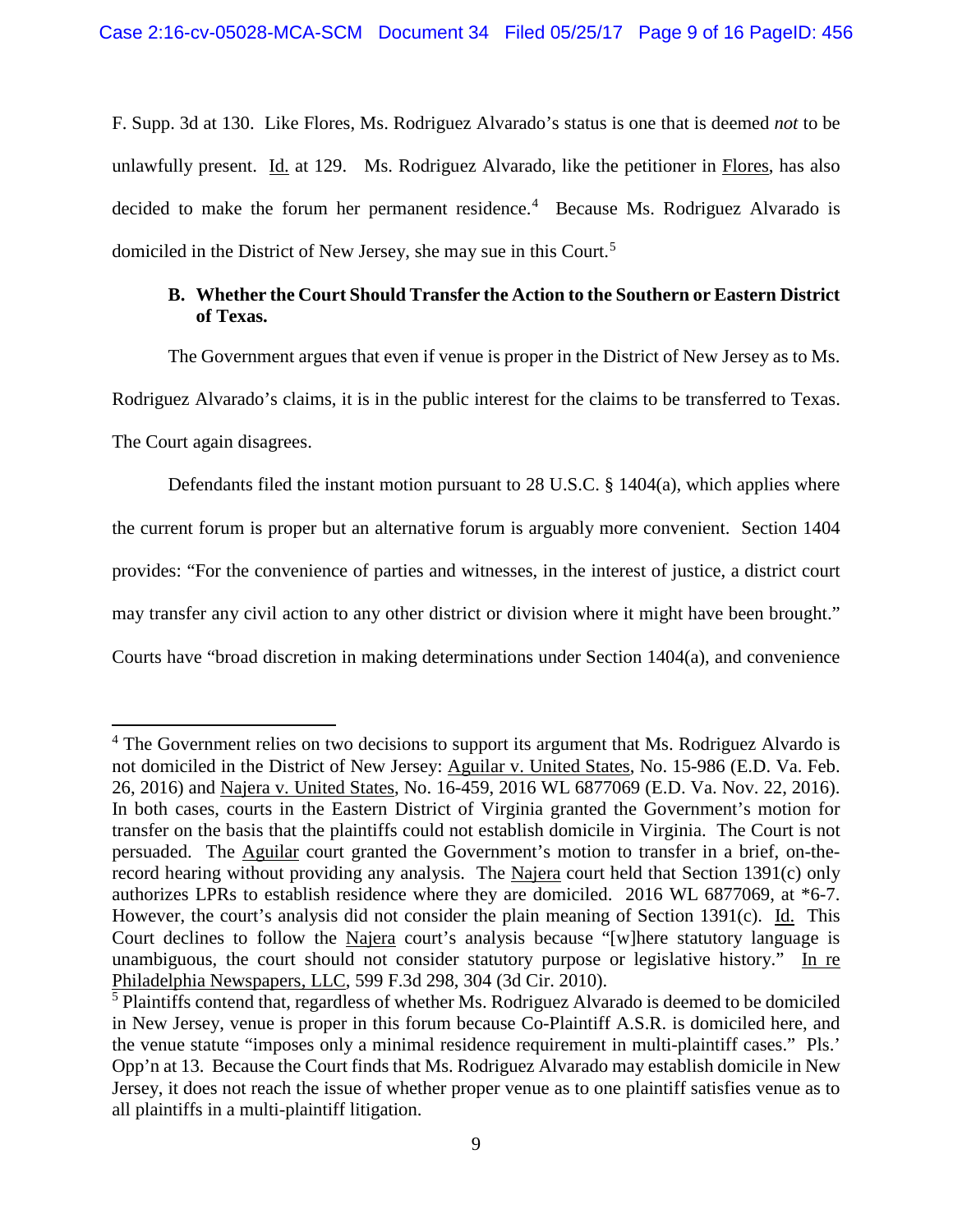F. Supp. 3d at 130. Like Flores, Ms. Rodriguez Alvarado's status is one that is deemed *not* to be unlawfully present. Id. at 129. Ms. Rodriguez Alvarado, like the petitioner in Flores, has also decided to make the forum her permanent residence.[4] Because Ms. Rodriguez Alvarado is domiciled in the District of New Jersey, she may sue in this Court.[5]

### B. Whether the Court Should Transfer the Action to the Southern or Eastern District of Texas.

The Government argues that even if venue is proper in the District of New Jersey as to Ms. Rodriguez Alvarado's claims, it is in the public interest for the claims to be transferred to Texas. The Court again disagrees.

Defendants filed the instant motion pursuant to 28 U.S.C. § 1404(a), which applies where the current forum is proper but an alternative forum is arguably more convenient. Section 1404 provides: "For the convenience of parties and witnesses, in the interest of justice, a district court may transfer any civil action to any other district or division where it might have been brought." Courts have "broad discretion in making determinations under Section 1404(a), and convenience

---

[4] The Government relies on two decisions to support its argument that Ms. Rodriguez Alvardo is not domiciled in the District of New Jersey: Aguilar v. United States, No. 15-986 (E.D. Va. Feb. 26, 2016) and Najera v. United States, No. 16-459, 2016 WL 6877069 (E.D. Va. Nov. 22, 2016). In both cases, courts in the Eastern District of Virginia granted the Government's motion for transfer on the basis that the plaintiffs could not establish domicile in Virginia. The Court is not persuaded. The Aguilar court granted the Government's motion to transfer in a brief, on-the-record hearing without providing any analysis. The Najera court held that Section 1391(c) only authorizes LPRs to establish residence where they are domiciled. 2016 WL 6877069, at *6-7. However, the court's analysis did not consider the plain meaning of Section 1391(c). Id. This Court declines to follow the Najera court's analysis because "[w]here statutory language is unambiguous, the court should not consider statutory purpose or legislative history." In re Philadelphia Newspapers, LLC, 599 F.3d 298, 304 (3d Cir. 2010).

[5] Plaintiffs contend that, regardless of whether Ms. Rodriguez Alvarado is deemed to be domiciled in New Jersey, venue is proper in this forum because Co-Plaintiff A.S.R. is domiciled here, and the venue statute "imposes only a minimal residence requirement in multi-plaintiff cases." Pls.' Opp'n at 13. Because the Court finds that Ms. Rodriguez Alvarado may establish domicile in New Jersey, it does not reach the issue of whether proper venue as to one plaintiff satisfies venue as to all plaintiffs in a multi-plaintiff litigation.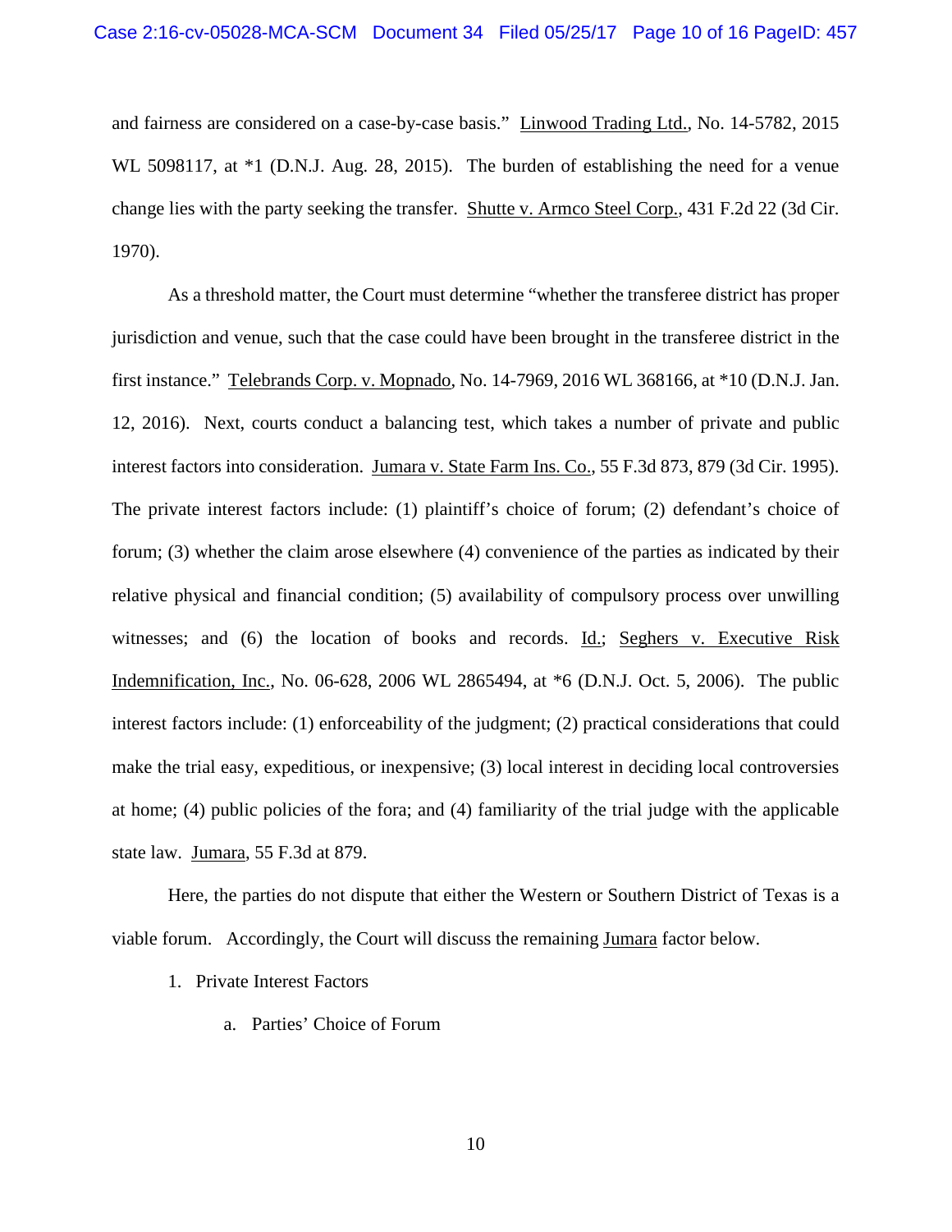and fairness are considered on a case-by-case basis." Linwood Trading Ltd., No. 14-5782, 2015 WL 5098117, at *1 (D.N.J. Aug. 28, 2015). The burden of establishing the need for a venue change lies with the party seeking the transfer. Shutte v. Armco Steel Corp., 431 F.2d 22 (3d Cir. 1970).

As a threshold matter, the Court must determine "whether the transferee district has proper jurisdiction and venue, such that the case could have been brought in the transferee district in the first instance." Telebrands Corp. v. Mopnado, No. 14-7969, 2016 WL 368166, at *10 (D.N.J. Jan. 12, 2016). Next, courts conduct a balancing test, which takes a number of private and public interest factors into consideration. Jumara v. State Farm Ins. Co., 55 F.3d 873, 879 (3d Cir. 1995). The private interest factors include: (1) plaintiff's choice of forum; (2) defendant's choice of forum; (3) whether the claim arose elsewhere (4) convenience of the parties as indicated by their relative physical and financial condition; (5) availability of compulsory process over unwilling witnesses; and (6) the location of books and records. Id.; Seghers v. Executive Risk Indemnification, Inc., No. 06-628, 2006 WL 2865494, at *6 (D.N.J. Oct. 5, 2006). The public interest factors include: (1) enforceability of the judgment; (2) practical considerations that could make the trial easy, expeditious, or inexpensive; (3) local interest in deciding local controversies at home; (4) public policies of the fora; and (4) familiarity of the trial judge with the applicable state law. Jumara, 55 F.3d at 879.

Here, the parties do not dispute that either the Western or Southern District of Texas is a viable forum. Accordingly, the Court will discuss the remaining Jumara factor below.

1. Private Interest Factors

   a. Parties' Choice of Forum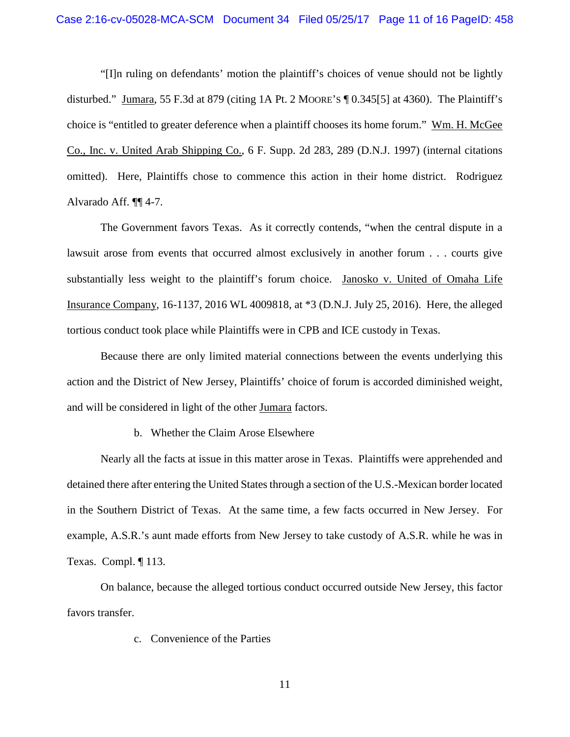"[I]n ruling on defendants' motion the plaintiff's choices of venue should not be lightly disturbed." Jumara, 55 F.3d at 879 (citing 1A Pt. 2 MOORE'S ¶ 0.345[5] at 4360). The Plaintiff's choice is "entitled to greater deference when a plaintiff chooses its home forum." Wm. H. McGee Co., Inc. v. United Arab Shipping Co., 6 F. Supp. 2d 283, 289 (D.N.J. 1997) (internal citations omitted). Here, Plaintiffs chose to commence this action in their home district. Rodriguez Alvarado Aff. ¶¶ 4-7.

The Government favors Texas. As it correctly contends, "when the central dispute in a lawsuit arose from events that occurred almost exclusively in another forum . . . courts give substantially less weight to the plaintiff's forum choice. Janosko v. United of Omaha Life Insurance Company, 16-1137, 2016 WL 4009818, at *3 (D.N.J. July 25, 2016). Here, the alleged tortious conduct took place while Plaintiffs were in CPB and ICE custody in Texas.

Because there are only limited material connections between the events underlying this action and the District of New Jersey, Plaintiffs' choice of forum is accorded diminished weight, and will be considered in light of the other Jumara factors.

b. Whether the Claim Arose Elsewhere

Nearly all the facts at issue in this matter arose in Texas. Plaintiffs were apprehended and detained there after entering the United States through a section of the U.S.-Mexican border located in the Southern District of Texas. At the same time, a few facts occurred in New Jersey. For example, A.S.R.'s aunt made efforts from New Jersey to take custody of A.S.R. while he was in Texas. Compl. ¶ 113.

On balance, because the alleged tortious conduct occurred outside New Jersey, this factor favors transfer.

c. Convenience of the Parties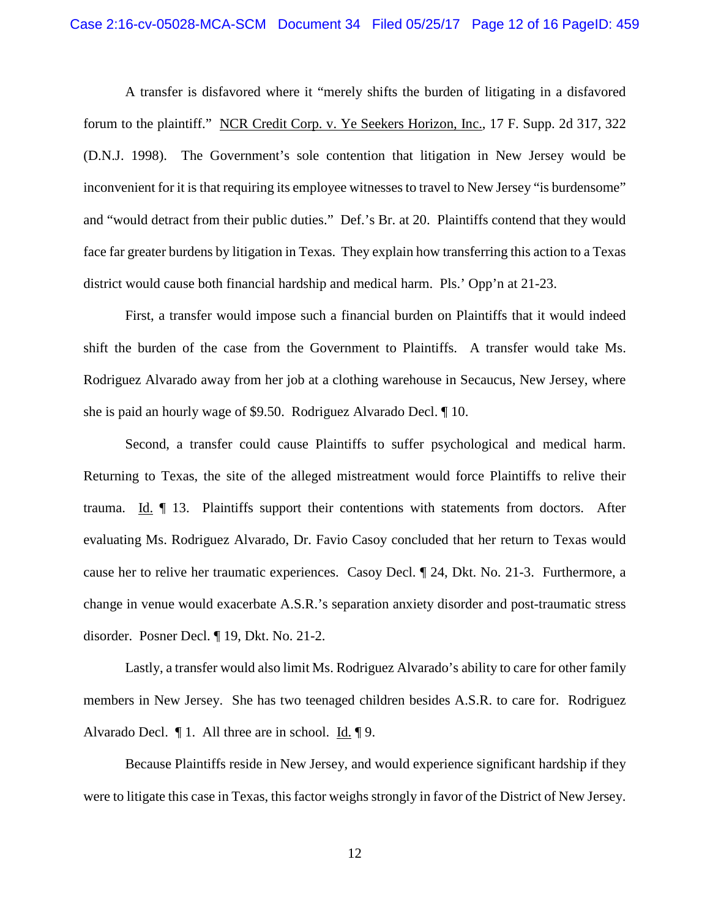A transfer is disfavored where it "merely shifts the burden of litigating in a disfavored forum to the plaintiff." NCR Credit Corp. v. Ye Seekers Horizon, Inc., 17 F. Supp. 2d 317, 322 (D.N.J. 1998). The Government's sole contention that litigation in New Jersey would be inconvenient for it is that requiring its employee witnesses to travel to New Jersey "is burdensome" and "would detract from their public duties." Def.'s Br. at 20. Plaintiffs contend that they would face far greater burdens by litigation in Texas. They explain how transferring this action to a Texas district would cause both financial hardship and medical harm. Pls.' Opp'n at 21-23.

First, a transfer would impose such a financial burden on Plaintiffs that it would indeed shift the burden of the case from the Government to Plaintiffs. A transfer would take Ms. Rodriguez Alvarado away from her job at a clothing warehouse in Secaucus, New Jersey, where she is paid an hourly wage of $9.50. Rodriguez Alvarado Decl. ¶ 10.

Second, a transfer could cause Plaintiffs to suffer psychological and medical harm. Returning to Texas, the site of the alleged mistreatment would force Plaintiffs to relive their trauma. Id. ¶ 13. Plaintiffs support their contentions with statements from doctors. After evaluating Ms. Rodriguez Alvarado, Dr. Favio Casoy concluded that her return to Texas would cause her to relive her traumatic experiences. Casoy Decl. ¶ 24, Dkt. No. 21-3. Furthermore, a change in venue would exacerbate A.S.R.'s separation anxiety disorder and post-traumatic stress disorder. Posner Decl. ¶ 19, Dkt. No. 21-2.

Lastly, a transfer would also limit Ms. Rodriguez Alvarado's ability to care for other family members in New Jersey. She has two teenaged children besides A.S.R. to care for. Rodriguez Alvarado Decl. ¶ 1. All three are in school. Id. ¶ 9.

Because Plaintiffs reside in New Jersey, and would experience significant hardship if they were to litigate this case in Texas, this factor weighs strongly in favor of the District of New Jersey.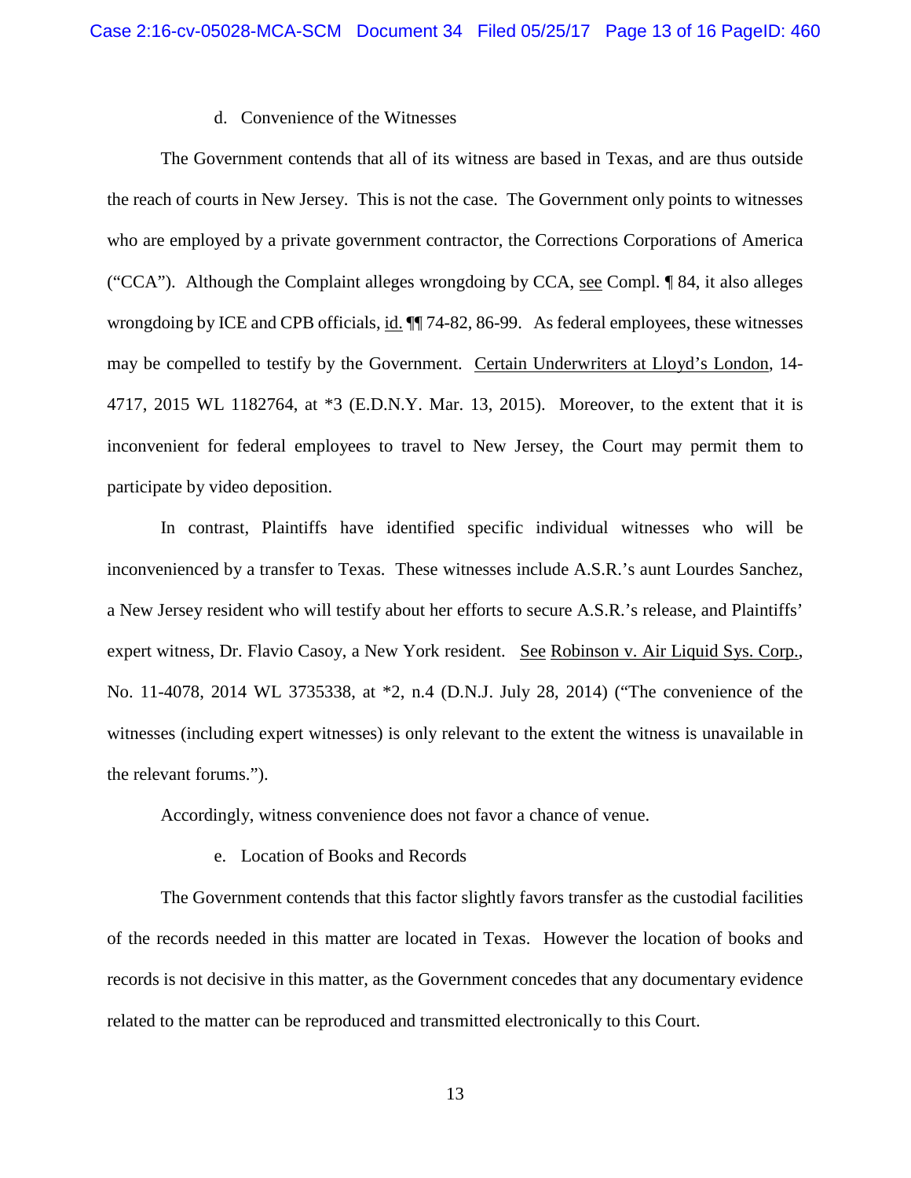d. Convenience of the Witnesses

The Government contends that all of its witness are based in Texas, and are thus outside the reach of courts in New Jersey. This is not the case. The Government only points to witnesses who are employed by a private government contractor, the Corrections Corporations of America ("CCA"). Although the Complaint alleges wrongdoing by CCA, see Compl. ¶ 84, it also alleges wrongdoing by ICE and CPB officials, id. ¶¶ 74-82, 86-99. As federal employees, these witnesses may be compelled to testify by the Government. Certain Underwriters at Lloyd's London, 14-4717, 2015 WL 1182764, at *3 (E.D.N.Y. Mar. 13, 2015). Moreover, to the extent that it is inconvenient for federal employees to travel to New Jersey, the Court may permit them to participate by video deposition.

In contrast, Plaintiffs have identified specific individual witnesses who will be inconvenienced by a transfer to Texas. These witnesses include A.S.R.'s aunt Lourdes Sanchez, a New Jersey resident who will testify about her efforts to secure A.S.R.'s release, and Plaintiffs' expert witness, Dr. Flavio Casoy, a New York resident. See Robinson v. Air Liquid Sys. Corp., No. 11-4078, 2014 WL 3735338, at *2, n.4 (D.N.J. July 28, 2014) ("The convenience of the witnesses (including expert witnesses) is only relevant to the extent the witness is unavailable in the relevant forums.").

Accordingly, witness convenience does not favor a chance of venue.

e. Location of Books and Records

The Government contends that this factor slightly favors transfer as the custodial facilities of the records needed in this matter are located in Texas. However the location of books and records is not decisive in this matter, as the Government concedes that any documentary evidence related to the matter can be reproduced and transmitted electronically to this Court.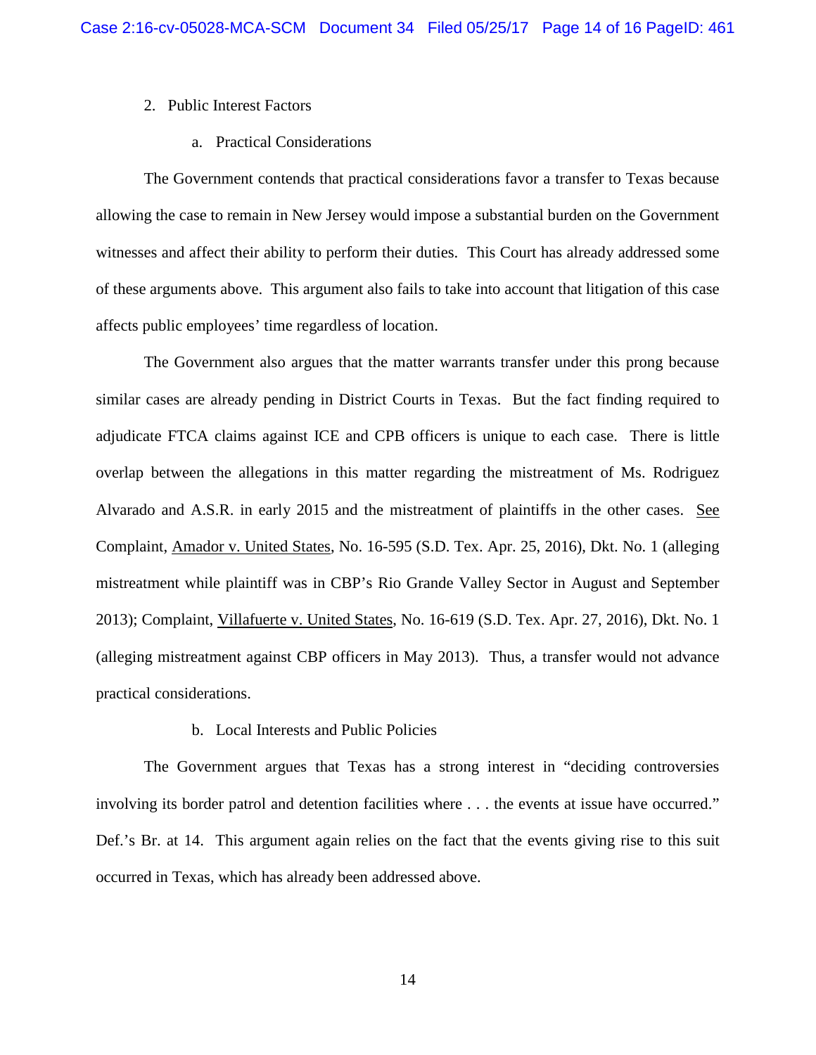2. Public Interest Factors

a. Practical Considerations

The Government contends that practical considerations favor a transfer to Texas because allowing the case to remain in New Jersey would impose a substantial burden on the Government witnesses and affect their ability to perform their duties. This Court has already addressed some of these arguments above. This argument also fails to take into account that litigation of this case affects public employees' time regardless of location.

The Government also argues that the matter warrants transfer under this prong because similar cases are already pending in District Courts in Texas. But the fact finding required to adjudicate FTCA claims against ICE and CPB officers is unique to each case. There is little overlap between the allegations in this matter regarding the mistreatment of Ms. Rodriguez Alvarado and A.S.R. in early 2015 and the mistreatment of plaintiffs in the other cases. See Complaint, Amador v. United States, No. 16-595 (S.D. Tex. Apr. 25, 2016), Dkt. No. 1 (alleging mistreatment while plaintiff was in CBP's Rio Grande Valley Sector in August and September 2013); Complaint, Villafuerte v. United States, No. 16-619 (S.D. Tex. Apr. 27, 2016), Dkt. No. 1 (alleging mistreatment against CBP officers in May 2013). Thus, a transfer would not advance practical considerations.

b. Local Interests and Public Policies

The Government argues that Texas has a strong interest in "deciding controversies involving its border patrol and detention facilities where . . . the events at issue have occurred." Def.'s Br. at 14. This argument again relies on the fact that the events giving rise to this suit occurred in Texas, which has already been addressed above.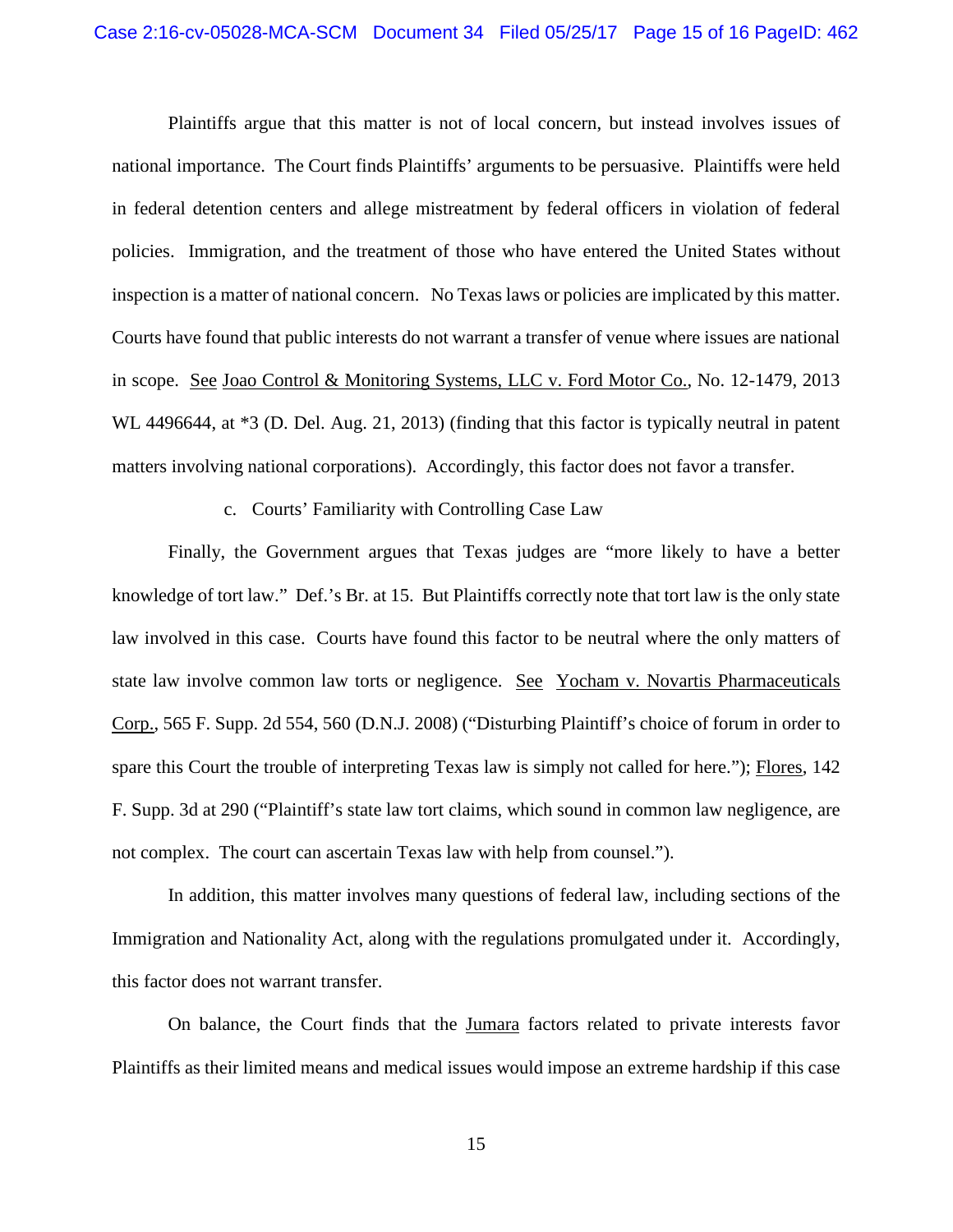Plaintiffs argue that this matter is not of local concern, but instead involves issues of national importance. The Court finds Plaintiffs' arguments to be persuasive. Plaintiffs were held in federal detention centers and allege mistreatment by federal officers in violation of federal policies. Immigration, and the treatment of those who have entered the United States without inspection is a matter of national concern. No Texas laws or policies are implicated by this matter. Courts have found that public interests do not warrant a transfer of venue where issues are national in scope. See Joao Control & Monitoring Systems, LLC v. Ford Motor Co., No. 12-1479, 2013 WL 4496644, at *3 (D. Del. Aug. 21, 2013) (finding that this factor is typically neutral in patent matters involving national corporations). Accordingly, this factor does not favor a transfer.

c. Courts' Familiarity with Controlling Case Law

Finally, the Government argues that Texas judges are "more likely to have a better knowledge of tort law." Def.'s Br. at 15. But Plaintiffs correctly note that tort law is the only state law involved in this case. Courts have found this factor to be neutral where the only matters of state law involve common law torts or negligence. See Yocham v. Novartis Pharmaceuticals Corp., 565 F. Supp. 2d 554, 560 (D.N.J. 2008) ("Disturbing Plaintiff's choice of forum in order to spare this Court the trouble of interpreting Texas law is simply not called for here."); Flores, 142 F. Supp. 3d at 290 ("Plaintiff's state law tort claims, which sound in common law negligence, are not complex. The court can ascertain Texas law with help from counsel.").

In addition, this matter involves many questions of federal law, including sections of the Immigration and Nationality Act, along with the regulations promulgated under it. Accordingly, this factor does not warrant transfer.

On balance, the Court finds that the Jumara factors related to private interests favor Plaintiffs as their limited means and medical issues would impose an extreme hardship if this case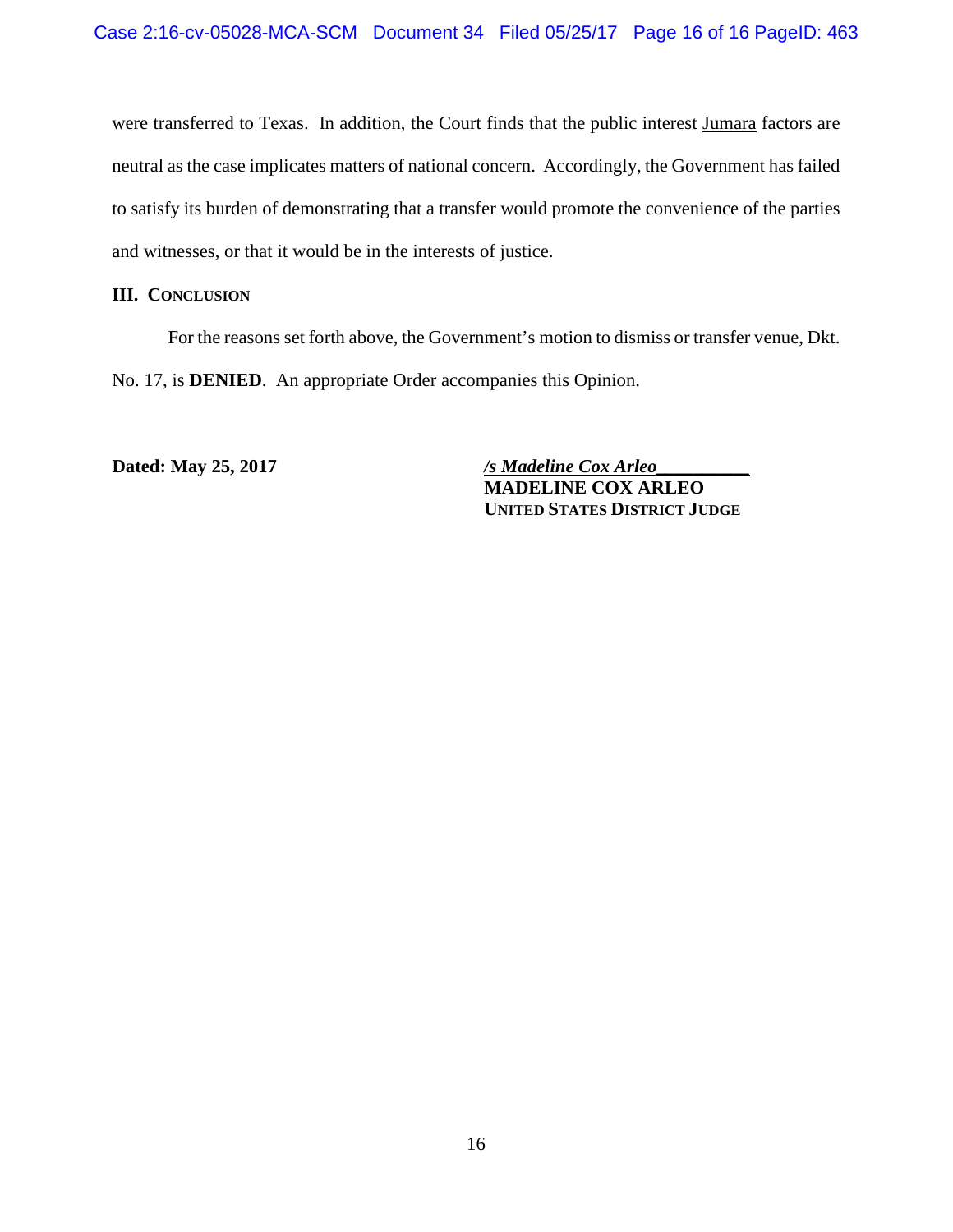were transferred to Texas. In addition, the Court finds that the public interest Jumara factors are neutral as the case implicates matters of national concern. Accordingly, the Government has failed to satisfy its burden of demonstrating that a transfer would promote the convenience of the parties and witnesses, or that it would be in the interests of justice.

### III. CONCLUSION

For the reasons set forth above, the Government's motion to dismiss or transfer venue, Dkt. No. 17, is **DENIED**. An appropriate Order accompanies this Opinion.

**Dated: May 25, 2017**

***/s Madeline Cox Arleo***
**MADELINE COX ARLEO**
**UNITED STATES DISTRICT JUDGE**